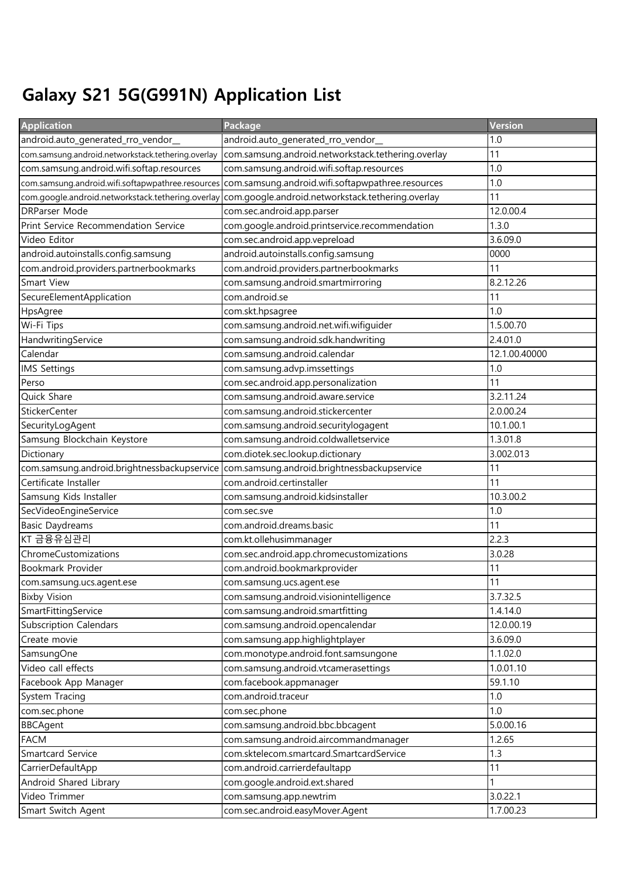# Galaxy S21 5G(G991N) Application List

| Application | Package | Version |
|---|---|---|
| android.auto_generated_rro_vendor__ | android.auto_generated_rro_vendor__ | 1.0 |
| com.samsung.android.networkstack.tethering.overlay | com.samsung.android.networkstack.tethering.overlay | 11 |
| com.samsung.android.wifi.softap.resources | com.samsung.android.wifi.softap.resources | 1.0 |
| com.samsung.android.wifi.softapwpathree.resources | com.samsung.android.wifi.softapwpathree.resources | 1.0 |
| com.google.android.networkstack.tethering.overlay | com.google.android.networkstack.tethering.overlay | 11 |
| DRParser Mode | com.sec.android.app.parser | 12.0.00.4 |
| Print Service Recommendation Service | com.google.android.printservice.recommendation | 1.3.0 |
| Video Editor | com.sec.android.app.vepreload | 3.6.09.0 |
| android.autoinstalls.config.samsung | android.autoinstalls.config.samsung | 0000 |
| com.android.providers.partnerbookmarks | com.android.providers.partnerbookmarks | 11 |
| Smart View | com.samsung.android.smartmirroring | 8.2.12.26 |
| SecureElementApplication | com.android.se | 11 |
| HpsAgree | com.skt.hpsagree | 1.0 |
| Wi-Fi Tips | com.samsung.android.net.wifi.wifiguider | 1.5.00.70 |
| HandwritingService | com.samsung.android.sdk.handwriting | 2.4.01.0 |
| Calendar | com.samsung.android.calendar | 12.1.00.40000 |
| IMS Settings | com.samsung.advp.imssettings | 1.0 |
| Perso | com.sec.android.app.personalization | 11 |
| Quick Share | com.samsung.android.aware.service | 3.2.11.24 |
| StickerCenter | com.samsung.android.stickercenter | 2.0.00.24 |
| SecurityLogAgent | com.samsung.android.securitylogagent | 10.1.00.1 |
| Samsung Blockchain Keystore | com.samsung.android.coldwalletservice | 1.3.01.8 |
| Dictionary | com.diotek.sec.lookup.dictionary | 3.002.013 |
| com.samsung.android.brightnessbackupservice | com.samsung.android.brightnessbackupservice | 11 |
| Certificate Installer | com.android.certinstaller | 11 |
| Samsung Kids Installer | com.samsung.android.kidsinstaller | 10.3.00.2 |
| SecVideoEngineService | com.sec.sve | 1.0 |
| Basic Daydreams | com.android.dreams.basic | 11 |
| KT 금융유심관리 | com.kt.ollehusimmanager | 2.2.3 |
| ChromeCustomizations | com.sec.android.app.chromecustomizations | 3.0.28 |
| Bookmark Provider | com.android.bookmarkprovider | 11 |
| com.samsung.ucs.agent.ese | com.samsung.ucs.agent.ese | 11 |
| Bixby Vision | com.samsung.android.visionintelligence | 3.7.32.5 |
| SmartFittingService | com.samsung.android.smartfitting | 1.4.14.0 |
| Subscription Calendars | com.samsung.android.opencalendar | 12.0.00.19 |
| Create movie | com.samsung.app.highlightplayer | 3.6.09.0 |
| SamsungOne | com.monotype.android.font.samsungone | 1.1.02.0 |
| Video call effects | com.samsung.android.vtcamerasettings | 1.0.01.10 |
| Facebook App Manager | com.facebook.appmanager | 59.1.10 |
| System Tracing | com.android.traceur | 1.0 |
| com.sec.phone | com.sec.phone | 1.0 |
| BBCAgent | com.samsung.android.bbc.bbcagent | 5.0.00.16 |
| FACM | com.samsung.android.aircommandmanager | 1.2.65 |
| Smartcard Service | com.sktelecom.smartcard.SmartcardService | 1.3 |
| CarrierDefaultApp | com.android.carrierdefaultapp | 11 |
| Android Shared Library | com.google.android.ext.shared | 1 |
| Video Trimmer | com.samsung.app.newtrim | 3.0.22.1 |
| Smart Switch Agent | com.sec.android.easyMover.Agent | 1.7.00.23 |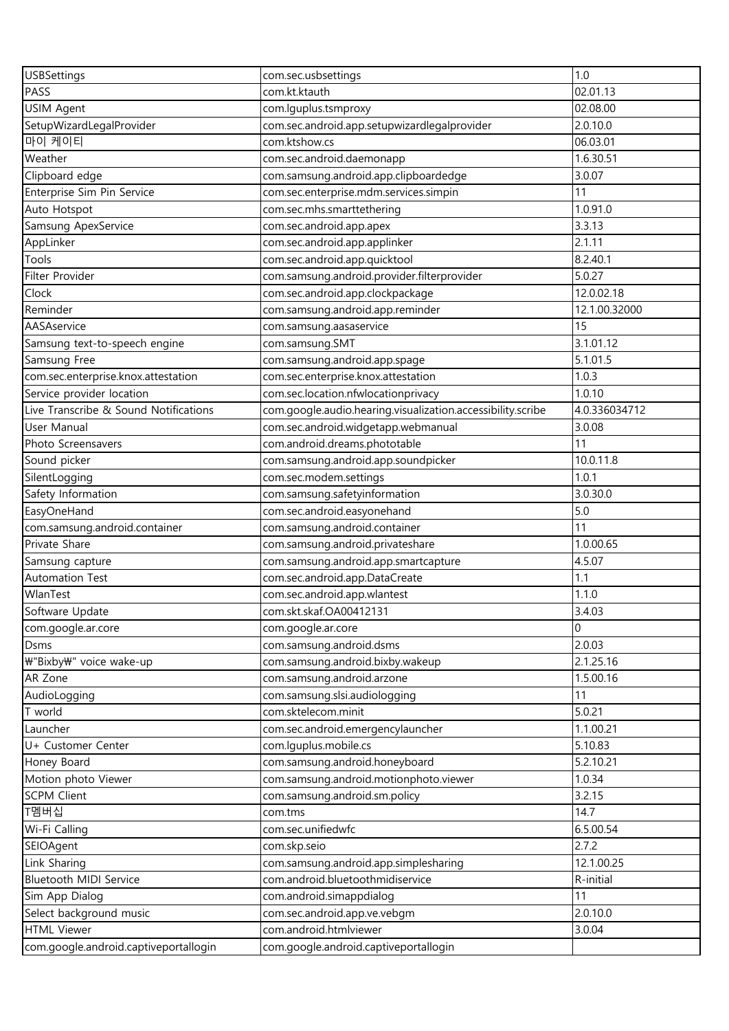| USBSettings | com.sec.usbsettings | 1.0 |
|---|---|---|
| PASS | com.kt.ktauth | 02.01.13 |
| USIM Agent | com.lguplus.tsmproxy | 02.08.00 |
| SetupWizardLegalProvider | com.sec.android.app.setupwizardlegalprovider | 2.0.10.0 |
| 마이 케이티 | com.ktshow.cs | 06.03.01 |
| Weather | com.sec.android.daemonapp | 1.6.30.51 |
| Clipboard edge | com.samsung.android.app.clipboardedge | 3.0.07 |
| Enterprise Sim Pin Service | com.sec.enterprise.mdm.services.simpin | 11 |
| Auto Hotspot | com.sec.mhs.smarttethering | 1.0.91.0 |
| Samsung ApexService | com.sec.android.app.apex | 3.3.13 |
| AppLinker | com.sec.android.app.applinker | 2.1.11 |
| Tools | com.sec.android.app.quicktool | 8.2.40.1 |
| Filter Provider | com.samsung.android.provider.filterprovider | 5.0.27 |
| Clock | com.sec.android.app.clockpackage | 12.0.02.18 |
| Reminder | com.samsung.android.app.reminder | 12.1.00.32000 |
| AASAservice | com.samsung.aasaservice | 15 |
| Samsung text-to-speech engine | com.samsung.SMT | 3.1.01.12 |
| Samsung Free | com.samsung.android.app.spage | 5.1.01.5 |
| com.sec.enterprise.knox.attestation | com.sec.enterprise.knox.attestation | 1.0.3 |
| Service provider location | com.sec.location.nfwlocationprivacy | 1.0.10 |
| Live Transcribe & Sound Notifications | com.google.audio.hearing.visualization.accessibility.scribe | 4.0.336034712 |
| User Manual | com.sec.android.widgetapp.webmanual | 3.0.08 |
| Photo Screensavers | com.android.dreams.phototable | 11 |
| Sound picker | com.samsung.android.app.soundpicker | 10.0.11.8 |
| SilentLogging | com.sec.modem.settings | 1.0.1 |
| Safety Information | com.samsung.safetyinformation | 3.0.30.0 |
| EasyOneHand | com.sec.android.easyonehand | 5.0 |
| com.samsung.android.container | com.samsung.android.container | 11 |
| Private Share | com.samsung.android.privateshare | 1.0.00.65 |
| Samsung capture | com.samsung.android.app.smartcapture | 4.5.07 |
| Automation Test | com.sec.android.app.DataCreate | 1.1 |
| WlanTest | com.sec.android.app.wlantest | 1.1.0 |
| Software Update | com.skt.skaf.OA00412131 | 3.4.03 |
| com.google.ar.core | com.google.ar.core | 0 |
| Dsms | com.samsung.android.dsms | 2.0.03 |
| ₩"Bixby₩" voice wake-up | com.samsung.android.bixby.wakeup | 2.1.25.16 |
| AR Zone | com.samsung.android.arzone | 1.5.00.16 |
| AudioLogging | com.samsung.slsi.audiologging | 11 |
| T world | com.sktelecom.minit | 5.0.21 |
| Launcher | com.sec.android.emergencylauncher | 1.1.00.21 |
| U+ Customer Center | com.lguplus.mobile.cs | 5.10.83 |
| Honey Board | com.samsung.android.honeyboard | 5.2.10.21 |
| Motion photo Viewer | com.samsung.android.motionphoto.viewer | 1.0.34 |
| SCPM Client | com.samsung.android.sm.policy | 3.2.15 |
| T멤버십 | com.tms | 14.7 |
| Wi-Fi Calling | com.sec.unifiedwfc | 6.5.00.54 |
| SEIOAgent | com.skp.seio | 2.7.2 |
| Link Sharing | com.samsung.android.app.simplesharing | 12.1.00.25 |
| Bluetooth MIDI Service | com.android.bluetoothmidiservice | R-initial |
| Sim App Dialog | com.android.simappdialog | 11 |
| Select background music | com.sec.android.app.ve.vebgm | 2.0.10.0 |
| HTML Viewer | com.android.htmlviewer | 3.0.04 |
| com.google.android.captiveportallogin | com.google.android.captiveportallogin | |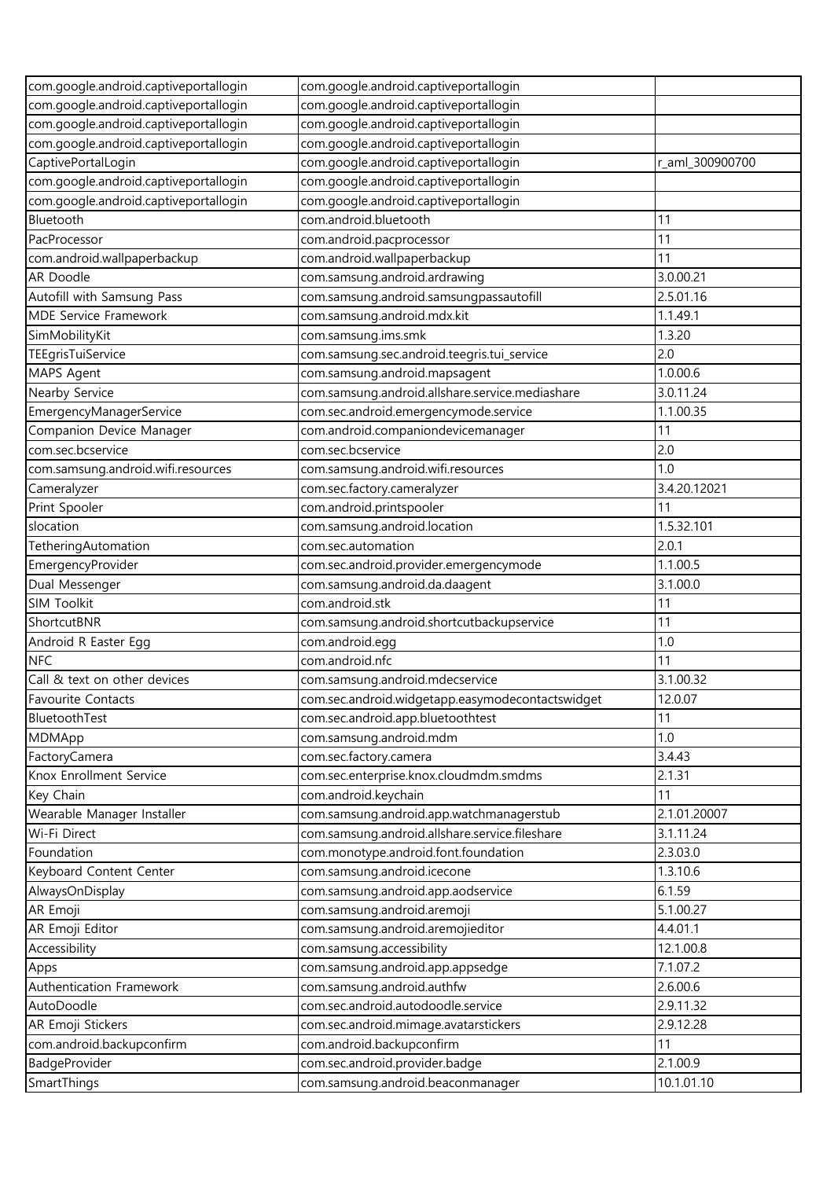| | | |
|---|---|---|
| com.google.android.captiveportallogin | com.google.android.captiveportallogin | |
| com.google.android.captiveportallogin | com.google.android.captiveportallogin | |
| com.google.android.captiveportallogin | com.google.android.captiveportallogin | |
| com.google.android.captiveportallogin | com.google.android.captiveportallogin | |
| CaptivePortalLogin | com.google.android.captiveportallogin | r_aml_300900700 |
| com.google.android.captiveportallogin | com.google.android.captiveportallogin | |
| com.google.android.captiveportallogin | com.google.android.captiveportallogin | |
| Bluetooth | com.android.bluetooth | 11 |
| PacProcessor | com.android.pacprocessor | 11 |
| com.android.wallpaperbackup | com.android.wallpaperbackup | 11 |
| AR Doodle | com.samsung.android.ardrawing | 3.0.00.21 |
| Autofill with Samsung Pass | com.samsung.android.samsungpassautofill | 2.5.01.16 |
| MDE Service Framework | com.samsung.android.mdx.kit | 1.1.49.1 |
| SimMobilityKit | com.samsung.ims.smk | 1.3.20 |
| TEEgrisTuiService | com.samsung.sec.android.teegris.tui_service | 2.0 |
| MAPS Agent | com.samsung.android.mapsagent | 1.0.00.6 |
| Nearby Service | com.samsung.android.allshare.service.mediashare | 3.0.11.24 |
| EmergencyManagerService | com.sec.android.emergencymode.service | 1.1.00.35 |
| Companion Device Manager | com.android.companiondevicemanager | 11 |
| com.sec.bcservice | com.sec.bcservice | 2.0 |
| com.samsung.android.wifi.resources | com.samsung.android.wifi.resources | 1.0 |
| Cameralyzer | com.sec.factory.cameralyzer | 3.4.20.12021 |
| Print Spooler | com.android.printspooler | 11 |
| slocation | com.samsung.android.location | 1.5.32.101 |
| TetheringAutomation | com.sec.automation | 2.0.1 |
| EmergencyProvider | com.sec.android.provider.emergencymode | 1.1.00.5 |
| Dual Messenger | com.samsung.android.da.daagent | 3.1.00.0 |
| SIM Toolkit | com.android.stk | 11 |
| ShortcutBNR | com.samsung.android.shortcutbackupservice | 11 |
| Android R Easter Egg | com.android.egg | 1.0 |
| NFC | com.android.nfc | 11 |
| Call & text on other devices | com.samsung.android.mdecservice | 3.1.00.32 |
| Favourite Contacts | com.sec.android.widgetapp.easymodecontactswidget | 12.0.07 |
| BluetoothTest | com.sec.android.app.bluetoothtest | 11 |
| MDMApp | com.samsung.android.mdm | 1.0 |
| FactoryCamera | com.sec.factory.camera | 3.4.43 |
| Knox Enrollment Service | com.sec.enterprise.knox.cloudmdm.smdms | 2.1.31 |
| Key Chain | com.android.keychain | 11 |
| Wearable Manager Installer | com.samsung.android.app.watchmanagerstub | 2.1.01.20007 |
| Wi-Fi Direct | com.samsung.android.allshare.service.fileshare | 3.1.11.24 |
| Foundation | com.monotype.android.font.foundation | 2.3.03.0 |
| Keyboard Content Center | com.samsung.android.icecone | 1.3.10.6 |
| AlwaysOnDisplay | com.samsung.android.app.aodservice | 6.1.59 |
| AR Emoji | com.samsung.android.aremoji | 5.1.00.27 |
| AR Emoji Editor | com.samsung.android.aremojieditor | 4.4.01.1 |
| Accessibility | com.samsung.accessibility | 12.1.00.8 |
| Apps | com.samsung.android.app.appsedge | 7.1.07.2 |
| Authentication Framework | com.samsung.android.authfw | 2.6.00.6 |
| AutoDoodle | com.sec.android.autodoodle.service | 2.9.11.32 |
| AR Emoji Stickers | com.sec.android.mimage.avatarstickers | 2.9.12.28 |
| com.android.backupconfirm | com.android.backupconfirm | 11 |
| BadgeProvider | com.sec.android.provider.badge | 2.1.00.9 |
| SmartThings | com.samsung.android.beaconmanager | 10.1.01.10 |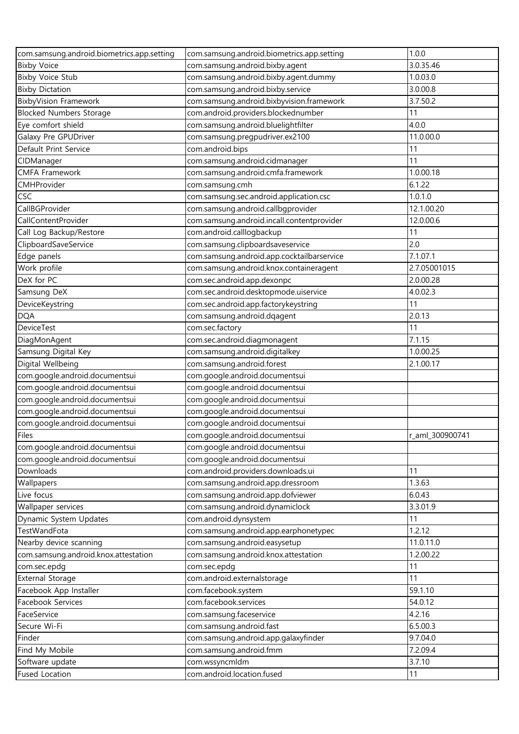| com.samsung.android.biometrics.app.setting | com.samsung.android.biometrics.app.setting | 1.0.0 |
|---|---|---|
| Bixby Voice | com.samsung.android.bixby.agent | 3.0.35.46 |
| Bixby Voice Stub | com.samsung.android.bixby.agent.dummy | 1.0.03.0 |
| Bixby Dictation | com.samsung.android.bixby.service | 3.0.00.8 |
| BixbyVision Framework | com.samsung.android.bixbyvision.framework | 3.7.50.2 |
| Blocked Numbers Storage | com.android.providers.blockednumber | 11 |
| Eye comfort shield | com.samsung.android.bluelightfilter | 4.0.0 |
| Galaxy Pre GPUDriver | com.samsung.pregpudriver.ex2100 | 11.0.00.0 |
| Default Print Service | com.android.bips | 11 |
| CIDManager | com.samsung.android.cidmanager | 11 |
| CMFA Framework | com.samsung.android.cmfa.framework | 1.0.00.18 |
| CMHProvider | com.samsung.cmh | 6.1.22 |
| CSC | com.samsung.sec.android.application.csc | 1.0.1.0 |
| CallBGProvider | com.samsung.android.callbgprovider | 12.1.00.20 |
| CallContentProvider | com.samsung.android.incall.contentprovider | 12.0.00.6 |
| Call Log Backup/Restore | com.android.calllogbackup | 11 |
| ClipboardSaveService | com.samsung.clipboardsaveservice | 2.0 |
| Edge panels | com.samsung.android.app.cocktailbarservice | 7.1.07.1 |
| Work profile | com.samsung.android.knox.containeragent | 2.7.05001015 |
| DeX for PC | com.sec.android.app.dexonpc | 2.0.00.28 |
| Samsung DeX | com.sec.android.desktopmode.uiservice | 4.0.02.3 |
| DeviceKeystring | com.sec.android.app.factorykeystring | 11 |
| DQA | com.samsung.android.dqagent | 2.0.13 |
| DeviceTest | com.sec.factory | 11 |
| DiagMonAgent | com.sec.android.diagmonagent | 7.1.15 |
| Samsung Digital Key | com.samsung.android.digitalkey | 1.0.00.25 |
| Digital Wellbeing | com.samsung.android.forest | 2.1.00.17 |
| com.google.android.documentsui | com.google.android.documentsui | |
| com.google.android.documentsui | com.google.android.documentsui | |
| com.google.android.documentsui | com.google.android.documentsui | |
| com.google.android.documentsui | com.google.android.documentsui | |
| com.google.android.documentsui | com.google.android.documentsui | |
| Files | com.google.android.documentsui | r_aml_300900741 |
| com.google.android.documentsui | com.google.android.documentsui | |
| com.google.android.documentsui | com.google.android.documentsui | |
| Downloads | com.android.providers.downloads.ui | 11 |
| Wallpapers | com.samsung.android.app.dressroom | 1.3.63 |
| Live focus | com.samsung.android.app.dofviewer | 6.0.43 |
| Wallpaper services | com.samsung.android.dynamiclock | 3.3.01.9 |
| Dynamic System Updates | com.android.dynsystem | 11 |
| TestWandFota | com.samsung.android.app.earphonetypec | 1.2.12 |
| Nearby device scanning | com.samsung.android.easysetup | 11.0.11.0 |
| com.samsung.android.knox.attestation | com.samsung.android.knox.attestation | 1.2.00.22 |
| com.sec.epdg | com.sec.epdg | 11 |
| External Storage | com.android.externalstorage | 11 |
| Facebook App Installer | com.facebook.system | 59.1.10 |
| Facebook Services | com.facebook.services | 54.0.12 |
| FaceService | com.samsung.faceservice | 4.2.16 |
| Secure Wi-Fi | com.samsung.android.fast | 6.5.00.3 |
| Finder | com.samsung.android.app.galaxyfinder | 9.7.04.0 |
| Find My Mobile | com.samsung.android.fmm | 7.2.09.4 |
| Software update | com.wssyncmldm | 3.7.10 |
| Fused Location | com.android.location.fused | 11 |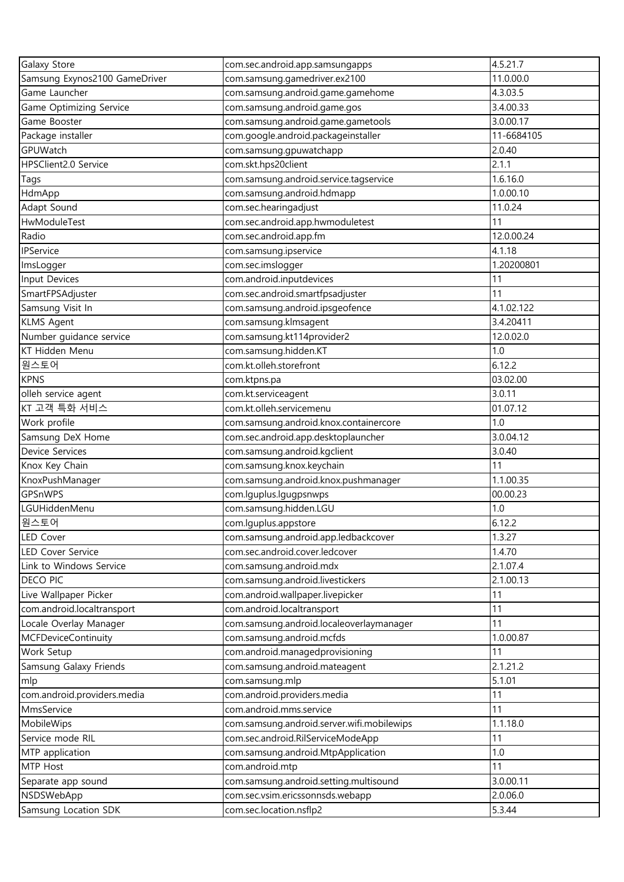| Galaxy Store | com.sec.android.app.samsungapps | 4.5.21.7 |
|---|---|---|
| Samsung Exynos2100 GameDriver | com.samsung.gamedriver.ex2100 | 11.0.00.0 |
| Game Launcher | com.samsung.android.game.gamehome | 4.3.03.5 |
| Game Optimizing Service | com.samsung.android.game.gos | 3.4.00.33 |
| Game Booster | com.samsung.android.game.gametools | 3.0.00.17 |
| Package installer | com.google.android.packageinstaller | 11-6684105 |
| GPUWatch | com.samsung.gpuwatchapp | 2.0.40 |
| HPSClient2.0 Service | com.skt.hps20client | 2.1.1 |
| Tags | com.samsung.android.service.tagservice | 1.6.16.0 |
| HdmApp | com.samsung.android.hdmapp | 1.0.00.10 |
| Adapt Sound | com.sec.hearingadjust | 11.0.24 |
| HwModuleTest | com.sec.android.app.hwmoduletest | 11 |
| Radio | com.sec.android.app.fm | 12.0.00.24 |
| IPService | com.samsung.ipservice | 4.1.18 |
| ImsLogger | com.sec.imslogger | 1.20200801 |
| Input Devices | com.android.inputdevices | 11 |
| SmartFPSAdjuster | com.sec.android.smartfpsadjuster | 11 |
| Samsung Visit In | com.samsung.android.ipsgeofence | 4.1.02.122 |
| KLMS Agent | com.samsung.klmsagent | 3.4.20411 |
| Number guidance service | com.samsung.kt114provider2 | 12.0.02.0 |
| KT Hidden Menu | com.samsung.hidden.KT | 1.0 |
| 원스토어 | com.kt.olleh.storefront | 6.12.2 |
| KPNS | com.ktpns.pa | 03.02.00 |
| olleh service agent | com.kt.serviceagent | 3.0.11 |
| KT 고객 특화 서비스 | com.kt.olleh.servicemenu | 01.07.12 |
| Work profile | com.samsung.android.knox.containercore | 1.0 |
| Samsung DeX Home | com.sec.android.app.desktoplauncher | 3.0.04.12 |
| Device Services | com.samsung.android.kgclient | 3.0.40 |
| Knox Key Chain | com.samsung.knox.keychain | 11 |
| KnoxPushManager | com.samsung.android.knox.pushmanager | 1.1.00.35 |
| GPSnWPS | com.lguplus.lgugpsnwps | 00.00.23 |
| LGUHiddenMenu | com.samsung.hidden.LGU | 1.0 |
| 원스토어 | com.lguplus.appstore | 6.12.2 |
| LED Cover | com.samsung.android.app.ledbackcover | 1.3.27 |
| LED Cover Service | com.sec.android.cover.ledcover | 1.4.70 |
| Link to Windows Service | com.samsung.android.mdx | 2.1.07.4 |
| DECO PIC | com.samsung.android.livestickers | 2.1.00.13 |
| Live Wallpaper Picker | com.android.wallpaper.livepicker | 11 |
| com.android.localtransport | com.android.localtransport | 11 |
| Locale Overlay Manager | com.samsung.android.localeoverlaymanager | 11 |
| MCFDeviceContinuity | com.samsung.android.mcfds | 1.0.00.87 |
| Work Setup | com.android.managedprovisioning | 11 |
| Samsung Galaxy Friends | com.samsung.android.mateagent | 2.1.21.2 |
| mlp | com.samsung.mlp | 5.1.01 |
| com.android.providers.media | com.android.providers.media | 11 |
| MmsService | com.android.mms.service | 11 |
| MobileWips | com.samsung.android.server.wifi.mobilewips | 1.1.18.0 |
| Service mode RIL | com.sec.android.RilServiceModeApp | 11 |
| MTP application | com.samsung.android.MtpApplication | 1.0 |
| MTP Host | com.android.mtp | 11 |
| Separate app sound | com.samsung.android.setting.multisound | 3.0.00.11 |
| NSDSWebApp | com.sec.vsim.ericssonnsds.webapp | 2.0.06.0 |
| Samsung Location SDK | com.sec.location.nsflp2 | 5.3.44 |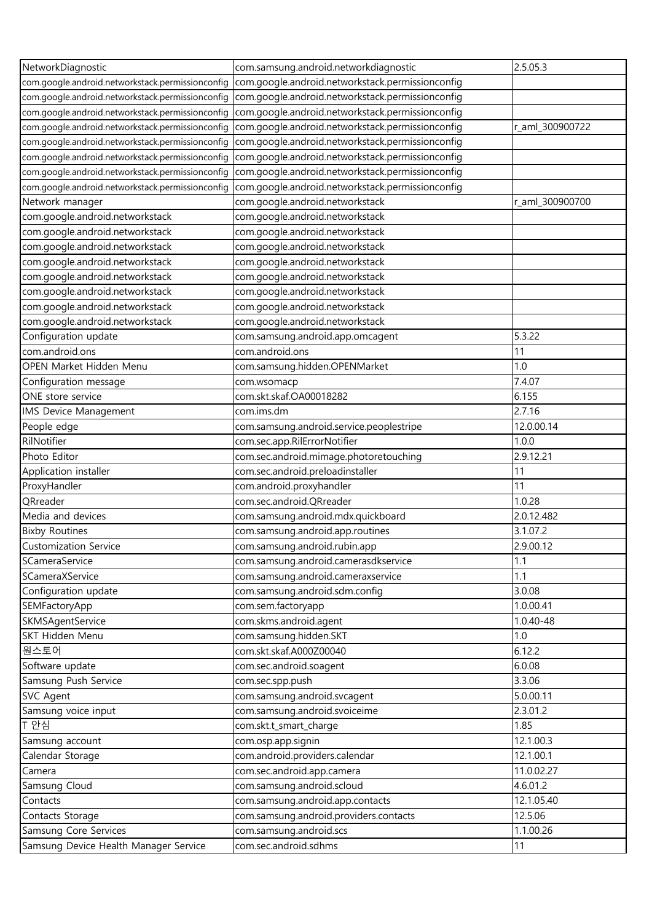| NetworkDiagnostic | com.samsung.android.networkdiagnostic | 2.5.05.3 |
|---|---|---|
| com.google.android.networkstack.permissionconfig | com.google.android.networkstack.permissionconfig | |
| com.google.android.networkstack.permissionconfig | com.google.android.networkstack.permissionconfig | |
| com.google.android.networkstack.permissionconfig | com.google.android.networkstack.permissionconfig | |
| com.google.android.networkstack.permissionconfig | com.google.android.networkstack.permissionconfig | r_aml_300900722 |
| com.google.android.networkstack.permissionconfig | com.google.android.networkstack.permissionconfig | |
| com.google.android.networkstack.permissionconfig | com.google.android.networkstack.permissionconfig | |
| com.google.android.networkstack.permissionconfig | com.google.android.networkstack.permissionconfig | |
| com.google.android.networkstack.permissionconfig | com.google.android.networkstack.permissionconfig | |
| Network manager | com.google.android.networkstack | r_aml_300900700 |
| com.google.android.networkstack | com.google.android.networkstack | |
| com.google.android.networkstack | com.google.android.networkstack | |
| com.google.android.networkstack | com.google.android.networkstack | |
| com.google.android.networkstack | com.google.android.networkstack | |
| com.google.android.networkstack | com.google.android.networkstack | |
| com.google.android.networkstack | com.google.android.networkstack | |
| com.google.android.networkstack | com.google.android.networkstack | |
| com.google.android.networkstack | com.google.android.networkstack | |
| Configuration update | com.samsung.android.app.omcagent | 5.3.22 |
| com.android.ons | com.android.ons | 11 |
| OPEN Market Hidden Menu | com.samsung.hidden.OPENMarket | 1.0 |
| Configuration message | com.wsomacp | 7.4.07 |
| ONE store service | com.skt.skaf.OA00018282 | 6.155 |
| IMS Device Management | com.ims.dm | 2.7.16 |
| People edge | com.samsung.android.service.peoplestripe | 12.0.00.14 |
| RilNotifier | com.sec.app.RilErrorNotifier | 1.0.0 |
| Photo Editor | com.sec.android.mimage.photoretouching | 2.9.12.21 |
| Application installer | com.sec.android.preloadinstaller | 11 |
| ProxyHandler | com.android.proxyhandler | 11 |
| QRreader | com.sec.android.QRreader | 1.0.28 |
| Media and devices | com.samsung.android.mdx.quickboard | 2.0.12.482 |
| Bixby Routines | com.samsung.android.app.routines | 3.1.07.2 |
| Customization Service | com.samsung.android.rubin.app | 2.9.00.12 |
| SCameraService | com.samsung.android.camerasdkservice | 1.1 |
| SCameraXService | com.samsung.android.cameraxservice | 1.1 |
| Configuration update | com.samsung.android.sdm.config | 3.0.08 |
| SEMFactoryApp | com.sem.factoryapp | 1.0.00.41 |
| SKMSAgentService | com.skms.android.agent | 1.0.40-48 |
| SKT Hidden Menu | com.samsung.hidden.SKT | 1.0 |
| 원스토어 | com.skt.skaf.A000Z00040 | 6.12.2 |
| Software update | com.sec.android.soagent | 6.0.08 |
| Samsung Push Service | com.sec.spp.push | 3.3.06 |
| SVC Agent | com.samsung.android.svcagent | 5.0.00.11 |
| Samsung voice input | com.samsung.android.svoiceime | 2.3.01.2 |
| T 안심 | com.skt.t_smart_charge | 1.85 |
| Samsung account | com.osp.app.signin | 12.1.00.3 |
| Calendar Storage | com.android.providers.calendar | 12.1.00.1 |
| Camera | com.sec.android.app.camera | 11.0.02.27 |
| Samsung Cloud | com.samsung.android.scloud | 4.6.01.2 |
| Contacts | com.samsung.android.app.contacts | 12.1.05.40 |
| Contacts Storage | com.samsung.android.providers.contacts | 12.5.06 |
| Samsung Core Services | com.samsung.android.scs | 1.1.00.26 |
| Samsung Device Health Manager Service | com.sec.android.sdhms | 11 |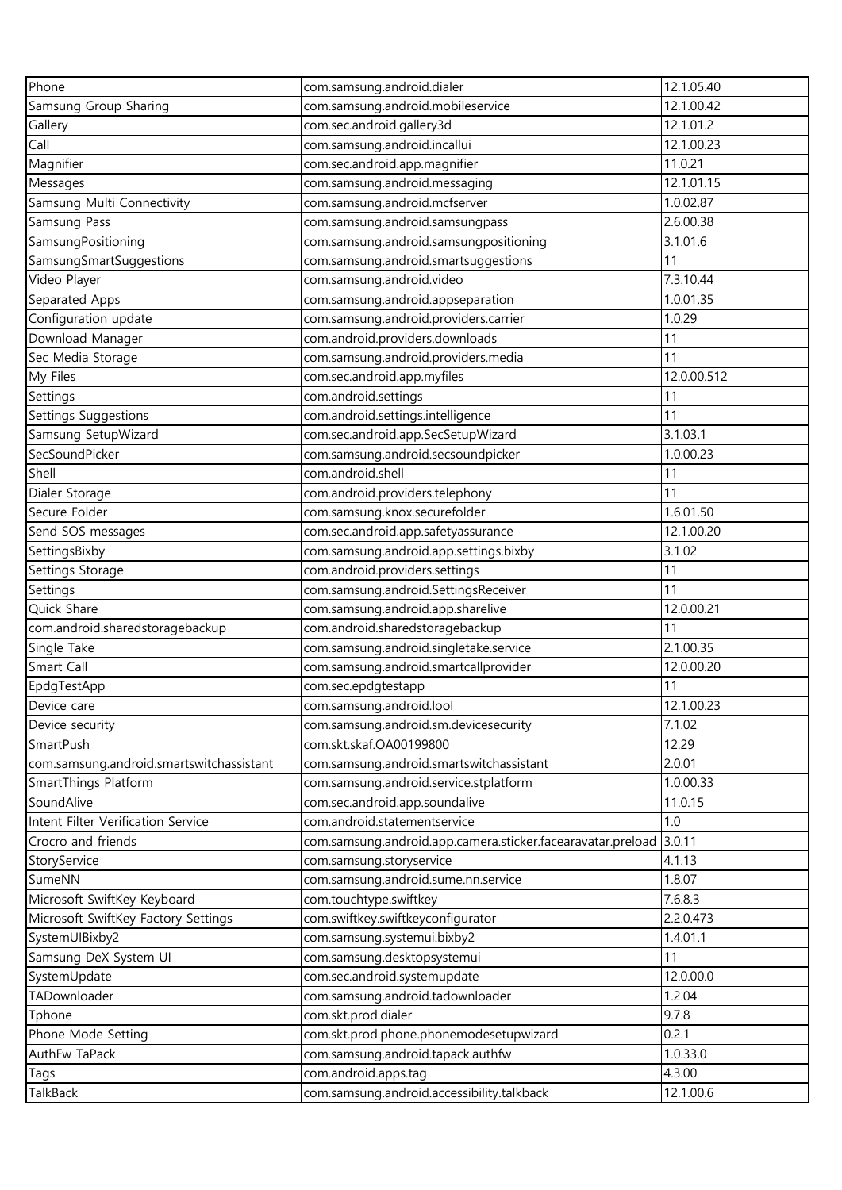| Phone | com.samsung.android.dialer | 12.1.05.40 |
|---|---|---|
| Samsung Group Sharing | com.samsung.android.mobileservice | 12.1.00.42 |
| Gallery | com.sec.android.gallery3d | 12.1.01.2 |
| Call | com.samsung.android.incallui | 12.1.00.23 |
| Magnifier | com.sec.android.app.magnifier | 11.0.21 |
| Messages | com.samsung.android.messaging | 12.1.01.15 |
| Samsung Multi Connectivity | com.samsung.android.mcfserver | 1.0.02.87 |
| Samsung Pass | com.samsung.android.samsungpass | 2.6.00.38 |
| SamsungPositioning | com.samsung.android.samsungpositioning | 3.1.01.6 |
| SamsungSmartSuggestions | com.samsung.android.smartsuggestions | 11 |
| Video Player | com.samsung.android.video | 7.3.10.44 |
| Separated Apps | com.samsung.android.appseparation | 1.0.01.35 |
| Configuration update | com.samsung.android.providers.carrier | 1.0.29 |
| Download Manager | com.android.providers.downloads | 11 |
| Sec Media Storage | com.samsung.android.providers.media | 11 |
| My Files | com.sec.android.app.myfiles | 12.0.00.512 |
| Settings | com.android.settings | 11 |
| Settings Suggestions | com.android.settings.intelligence | 11 |
| Samsung SetupWizard | com.sec.android.app.SecSetupWizard | 3.1.03.1 |
| SecSoundPicker | com.samsung.android.secsoundpicker | 1.0.00.23 |
| Shell | com.android.shell | 11 |
| Dialer Storage | com.android.providers.telephony | 11 |
| Secure Folder | com.samsung.knox.securefolder | 1.6.01.50 |
| Send SOS messages | com.sec.android.app.safetyassurance | 12.1.00.20 |
| SettingsBixby | com.samsung.android.app.settings.bixby | 3.1.02 |
| Settings Storage | com.android.providers.settings | 11 |
| Settings | com.samsung.android.SettingsReceiver | 11 |
| Quick Share | com.samsung.android.app.sharelive | 12.0.00.21 |
| com.android.sharedstoragebackup | com.android.sharedstoragebackup | 11 |
| Single Take | com.samsung.android.singletake.service | 2.1.00.35 |
| Smart Call | com.samsung.android.smartcallprovider | 12.0.00.20 |
| EpdgTestApp | com.sec.epdgtestapp | 11 |
| Device care | com.samsung.android.lool | 12.1.00.23 |
| Device security | com.samsung.android.sm.devicesecurity | 7.1.02 |
| SmartPush | com.skt.skaf.OA00199800 | 12.29 |
| com.samsung.android.smartswitchassistant | com.samsung.android.smartswitchassistant | 2.0.01 |
| SmartThings Platform | com.samsung.android.service.stplatform | 1.0.00.33 |
| SoundAlive | com.sec.android.app.soundalive | 11.0.15 |
| Intent Filter Verification Service | com.android.statementservice | 1.0 |
| Crocro and friends | com.samsung.android.app.camera.sticker.facearavatar.preload | 3.0.11 |
| StoryService | com.samsung.storyservice | 4.1.13 |
| SumeNN | com.samsung.android.sume.nn.service | 1.8.07 |
| Microsoft SwiftKey Keyboard | com.touchtype.swiftkey | 7.6.8.3 |
| Microsoft SwiftKey Factory Settings | com.swiftkey.swiftkeyconfigurator | 2.2.0.473 |
| SystemUIBixby2 | com.samsung.systemui.bixby2 | 1.4.01.1 |
| Samsung DeX System UI | com.samsung.desktopsystemui | 11 |
| SystemUpdate | com.sec.android.systemupdate | 12.0.00.0 |
| TADownloader | com.samsung.android.tadownloader | 1.2.04 |
| Tphone | com.skt.prod.dialer | 9.7.8 |
| Phone Mode Setting | com.skt.prod.phone.phonemodesetupwizard | 0.2.1 |
| AuthFw TaPack | com.samsung.android.tapack.authfw | 1.0.33.0 |
| Tags | com.android.apps.tag | 4.3.00 |
| TalkBack | com.samsung.android.accessibility.talkback | 12.1.00.6 |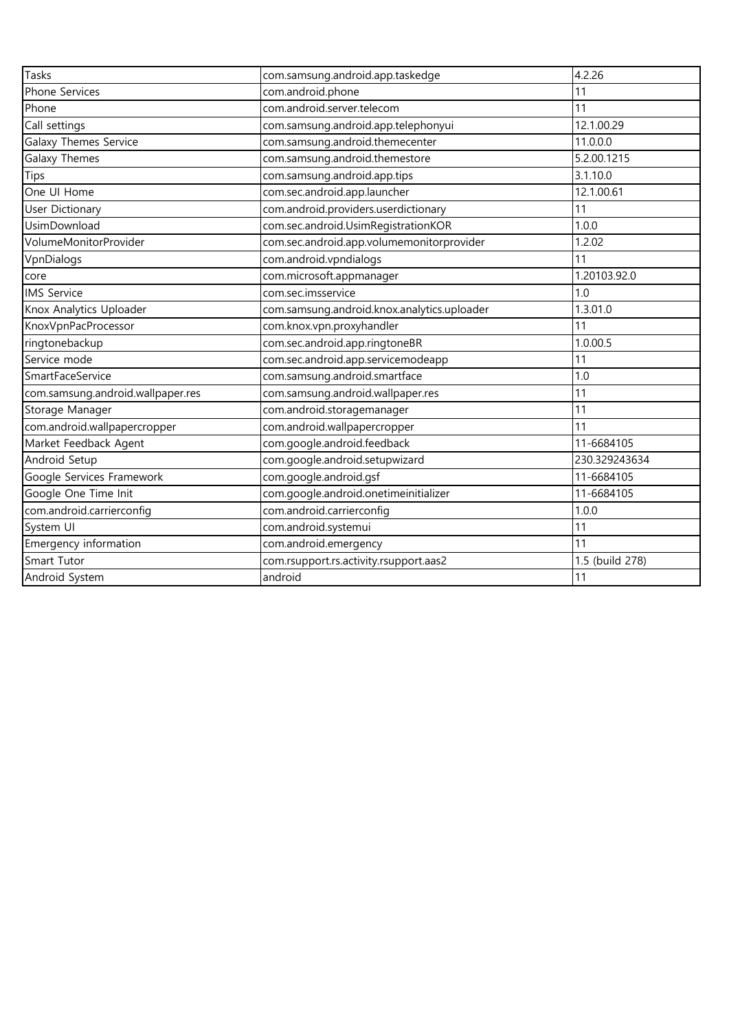| | | |
|---|---|---|
| Tasks | com.samsung.android.app.taskedge | 4.2.26 |
| Phone Services | com.android.phone | 11 |
| Phone | com.android.server.telecom | 11 |
| Call settings | com.samsung.android.app.telephonyui | 12.1.00.29 |
| Galaxy Themes Service | com.samsung.android.themecenter | 11.0.0.0 |
| Galaxy Themes | com.samsung.android.themestore | 5.2.00.1215 |
| Tips | com.samsung.android.app.tips | 3.1.10.0 |
| One UI Home | com.sec.android.app.launcher | 12.1.00.61 |
| User Dictionary | com.android.providers.userdictionary | 11 |
| UsimDownload | com.sec.android.UsimRegistrationKOR | 1.0.0 |
| VolumeMonitorProvider | com.sec.android.app.volumemonitorprovider | 1.2.02 |
| VpnDialogs | com.android.vpndialogs | 11 |
| core | com.microsoft.appmanager | 1.20103.92.0 |
| IMS Service | com.sec.imsservice | 1.0 |
| Knox Analytics Uploader | com.samsung.android.knox.analytics.uploader | 1.3.01.0 |
| KnoxVpnPacProcessor | com.knox.vpn.proxyhandler | 11 |
| ringtonebackup | com.sec.android.app.ringtoneBR | 1.0.00.5 |
| Service mode | com.sec.android.app.servicemodeapp | 11 |
| SmartFaceService | com.samsung.android.smartface | 1.0 |
| com.samsung.android.wallpaper.res | com.samsung.android.wallpaper.res | 11 |
| Storage Manager | com.android.storagemanager | 11 |
| com.android.wallpapercropper | com.android.wallpapercropper | 11 |
| Market Feedback Agent | com.google.android.feedback | 11-6684105 |
| Android Setup | com.google.android.setupwizard | 230.329243634 |
| Google Services Framework | com.google.android.gsf | 11-6684105 |
| Google One Time Init | com.google.android.onetimeinitializer | 11-6684105 |
| com.android.carrierconfig | com.android.carrierconfig | 1.0.0 |
| System UI | com.android.systemui | 11 |
| Emergency information | com.android.emergency | 11 |
| Smart Tutor | com.rsupport.rs.activity.rsupport.aas2 | 1.5 (build 278) |
| Android System | android | 11 |